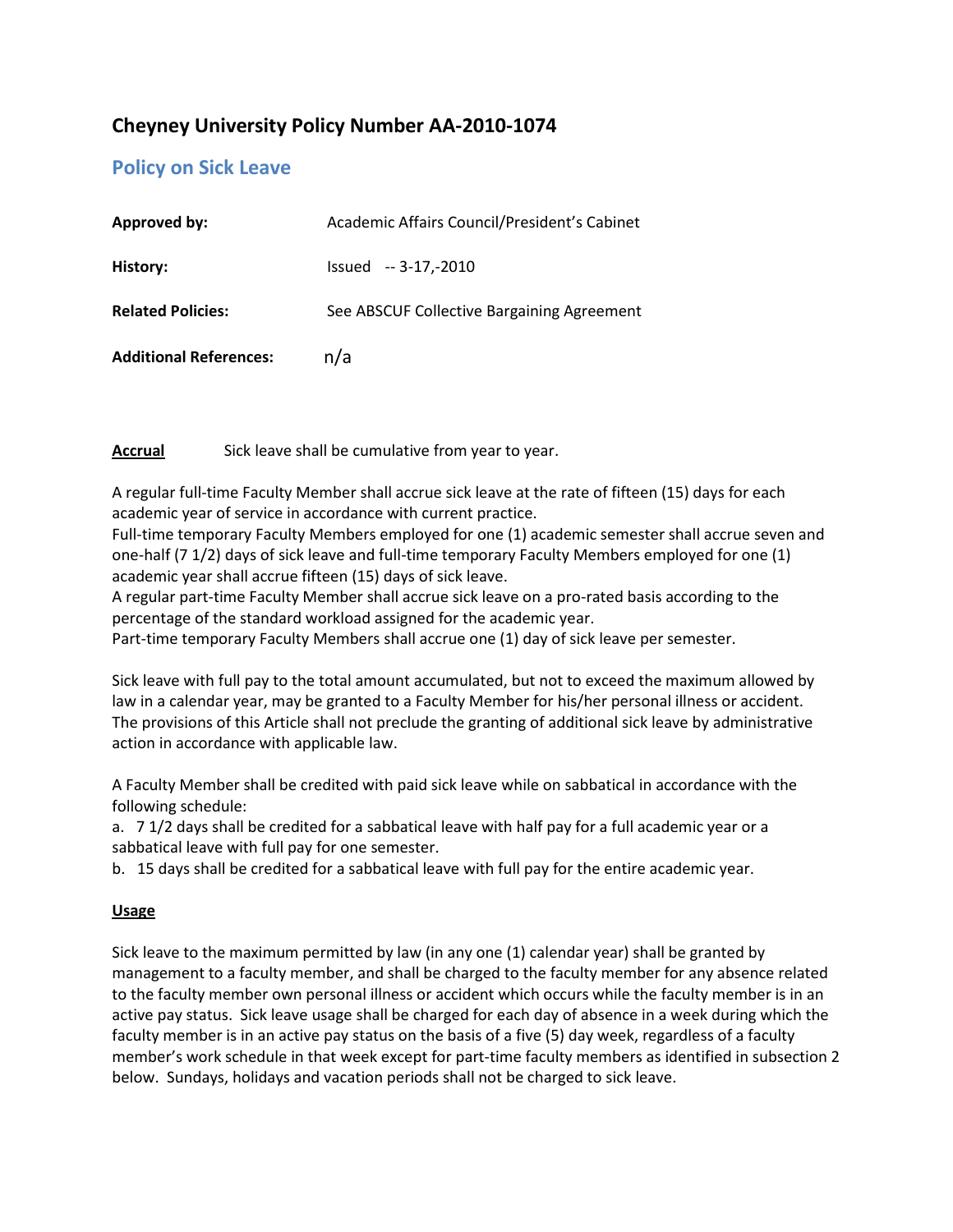# Cheyney University Policy Number AA-2010-1074

## Policy on Sick Leave

| | |
|---|---|
| **Approved by:** | Academic Affairs Council/President's Cabinet |
| **History:** | Issued -- 3-17,-2010 |
| **Related Policies:** | See ABSCUF Collective Bargaining Agreement |
| **Additional References:** | n/a |

**<u>Accrual</u>** Sick leave shall be cumulative from year to year.

A regular full-time Faculty Member shall accrue sick leave at the rate of fifteen (15) days for each academic year of service in accordance with current practice.
Full-time temporary Faculty Members employed for one (1) academic semester shall accrue seven and one-half (7 1/2) days of sick leave and full-time temporary Faculty Members employed for one (1) academic year shall accrue fifteen (15) days of sick leave.
A regular part-time Faculty Member shall accrue sick leave on a pro-rated basis according to the percentage of the standard workload assigned for the academic year.
Part-time temporary Faculty Members shall accrue one (1) day of sick leave per semester.

Sick leave with full pay to the total amount accumulated, but not to exceed the maximum allowed by law in a calendar year, may be granted to a Faculty Member for his/her personal illness or accident. The provisions of this Article shall not preclude the granting of additional sick leave by administrative action in accordance with applicable law.

A Faculty Member shall be credited with paid sick leave while on sabbatical in accordance with the following schedule:
a. 7 1/2 days shall be credited for a sabbatical leave with half pay for a full academic year or a sabbatical leave with full pay for one semester.
b. 15 days shall be credited for a sabbatical leave with full pay for the entire academic year.

**<u>Usage</u>**

Sick leave to the maximum permitted by law (in any one (1) calendar year) shall be granted by management to a faculty member, and shall be charged to the faculty member for any absence related to the faculty member own personal illness or accident which occurs while the faculty member is in an active pay status. Sick leave usage shall be charged for each day of absence in a week during which the faculty member is in an active pay status on the basis of a five (5) day week, regardless of a faculty member's work schedule in that week except for part-time faculty members as identified in subsection 2 below. Sundays, holidays and vacation periods shall not be charged to sick leave.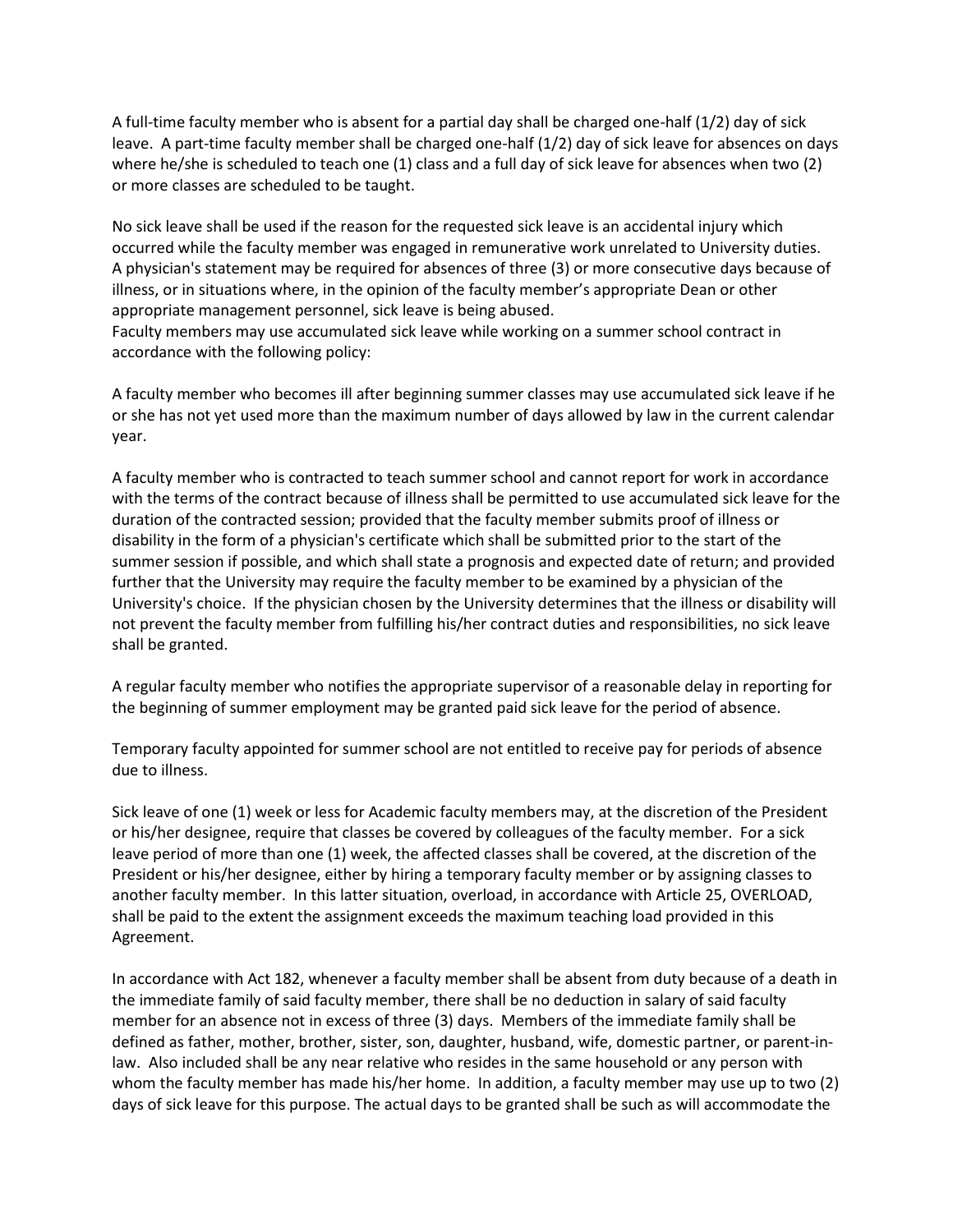A full-time faculty member who is absent for a partial day shall be charged one-half (1/2) day of sick leave. A part-time faculty member shall be charged one-half (1/2) day of sick leave for absences on days where he/she is scheduled to teach one (1) class and a full day of sick leave for absences when two (2) or more classes are scheduled to be taught.

No sick leave shall be used if the reason for the requested sick leave is an accidental injury which occurred while the faculty member was engaged in remunerative work unrelated to University duties. A physician's statement may be required for absences of three (3) or more consecutive days because of illness, or in situations where, in the opinion of the faculty member's appropriate Dean or other appropriate management personnel, sick leave is being abused.
Faculty members may use accumulated sick leave while working on a summer school contract in accordance with the following policy:

A faculty member who becomes ill after beginning summer classes may use accumulated sick leave if he or she has not yet used more than the maximum number of days allowed by law in the current calendar year.

A faculty member who is contracted to teach summer school and cannot report for work in accordance with the terms of the contract because of illness shall be permitted to use accumulated sick leave for the duration of the contracted session; provided that the faculty member submits proof of illness or disability in the form of a physician's certificate which shall be submitted prior to the start of the summer session if possible, and which shall state a prognosis and expected date of return; and provided further that the University may require the faculty member to be examined by a physician of the University's choice. If the physician chosen by the University determines that the illness or disability will not prevent the faculty member from fulfilling his/her contract duties and responsibilities, no sick leave shall be granted.

A regular faculty member who notifies the appropriate supervisor of a reasonable delay in reporting for the beginning of summer employment may be granted paid sick leave for the period of absence.

Temporary faculty appointed for summer school are not entitled to receive pay for periods of absence due to illness.

Sick leave of one (1) week or less for Academic faculty members may, at the discretion of the President or his/her designee, require that classes be covered by colleagues of the faculty member. For a sick leave period of more than one (1) week, the affected classes shall be covered, at the discretion of the President or his/her designee, either by hiring a temporary faculty member or by assigning classes to another faculty member. In this latter situation, overload, in accordance with Article 25, OVERLOAD, shall be paid to the extent the assignment exceeds the maximum teaching load provided in this Agreement.

In accordance with Act 182, whenever a faculty member shall be absent from duty because of a death in the immediate family of said faculty member, there shall be no deduction in salary of said faculty member for an absence not in excess of three (3) days. Members of the immediate family shall be defined as father, mother, brother, sister, son, daughter, husband, wife, domestic partner, or parent-in-law. Also included shall be any near relative who resides in the same household or any person with whom the faculty member has made his/her home. In addition, a faculty member may use up to two (2) days of sick leave for this purpose. The actual days to be granted shall be such as will accommodate the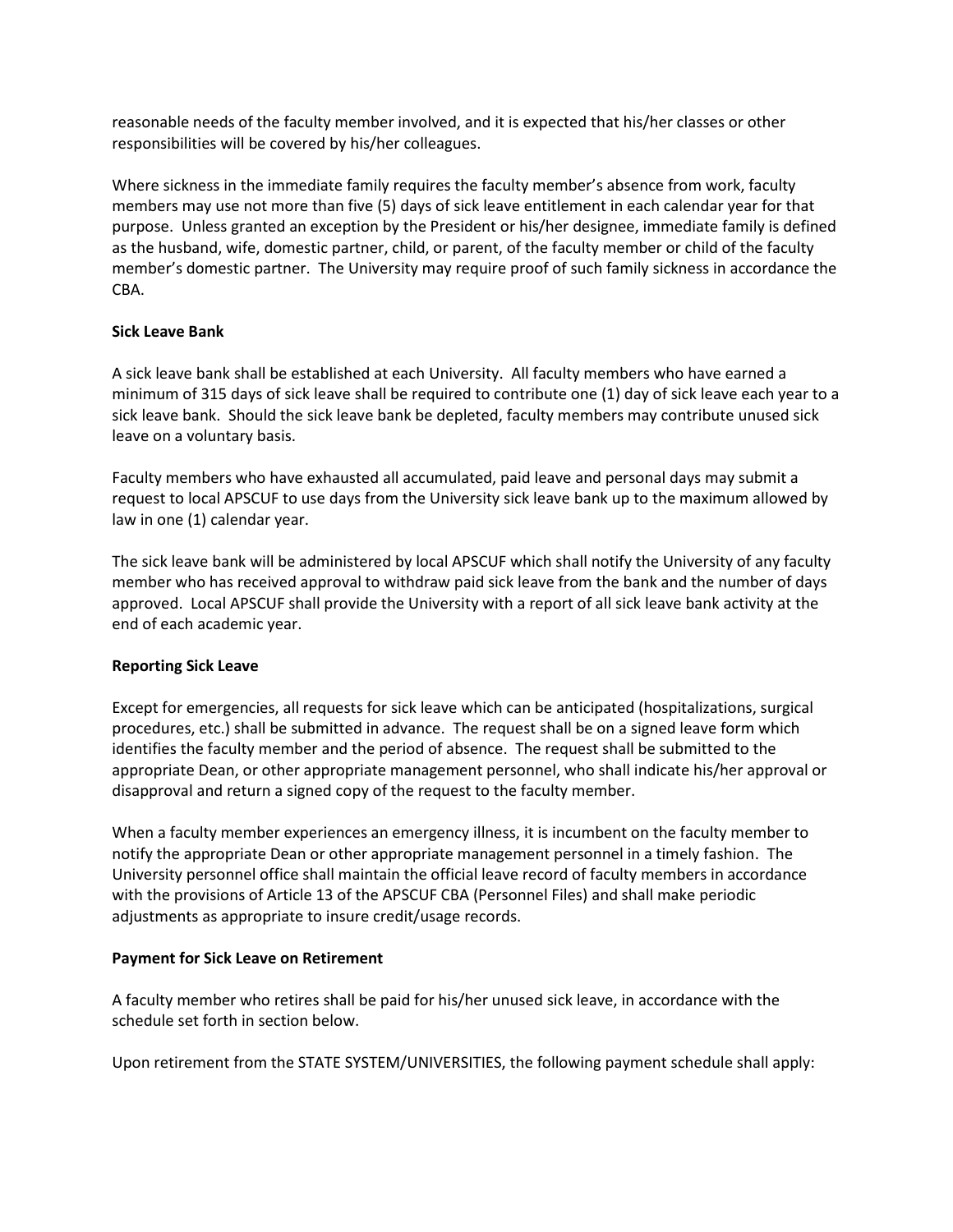reasonable needs of the faculty member involved, and it is expected that his/her classes or other responsibilities will be covered by his/her colleagues.

Where sickness in the immediate family requires the faculty member's absence from work, faculty members may use not more than five (5) days of sick leave entitlement in each calendar year for that purpose. Unless granted an exception by the President or his/her designee, immediate family is defined as the husband, wife, domestic partner, child, or parent, of the faculty member or child of the faculty member's domestic partner. The University may require proof of such family sickness in accordance the CBA.

**Sick Leave Bank**

A sick leave bank shall be established at each University. All faculty members who have earned a minimum of 315 days of sick leave shall be required to contribute one (1) day of sick leave each year to a sick leave bank. Should the sick leave bank be depleted, faculty members may contribute unused sick leave on a voluntary basis.

Faculty members who have exhausted all accumulated, paid leave and personal days may submit a request to local APSCUF to use days from the University sick leave bank up to the maximum allowed by law in one (1) calendar year.

The sick leave bank will be administered by local APSCUF which shall notify the University of any faculty member who has received approval to withdraw paid sick leave from the bank and the number of days approved. Local APSCUF shall provide the University with a report of all sick leave bank activity at the end of each academic year.

**Reporting Sick Leave**

Except for emergencies, all requests for sick leave which can be anticipated (hospitalizations, surgical procedures, etc.) shall be submitted in advance. The request shall be on a signed leave form which identifies the faculty member and the period of absence. The request shall be submitted to the appropriate Dean, or other appropriate management personnel, who shall indicate his/her approval or disapproval and return a signed copy of the request to the faculty member.

When a faculty member experiences an emergency illness, it is incumbent on the faculty member to notify the appropriate Dean or other appropriate management personnel in a timely fashion. The University personnel office shall maintain the official leave record of faculty members in accordance with the provisions of Article 13 of the APSCUF CBA (Personnel Files) and shall make periodic adjustments as appropriate to insure credit/usage records.

**Payment for Sick Leave on Retirement**

A faculty member who retires shall be paid for his/her unused sick leave, in accordance with the schedule set forth in section below.

Upon retirement from the STATE SYSTEM/UNIVERSITIES, the following payment schedule shall apply: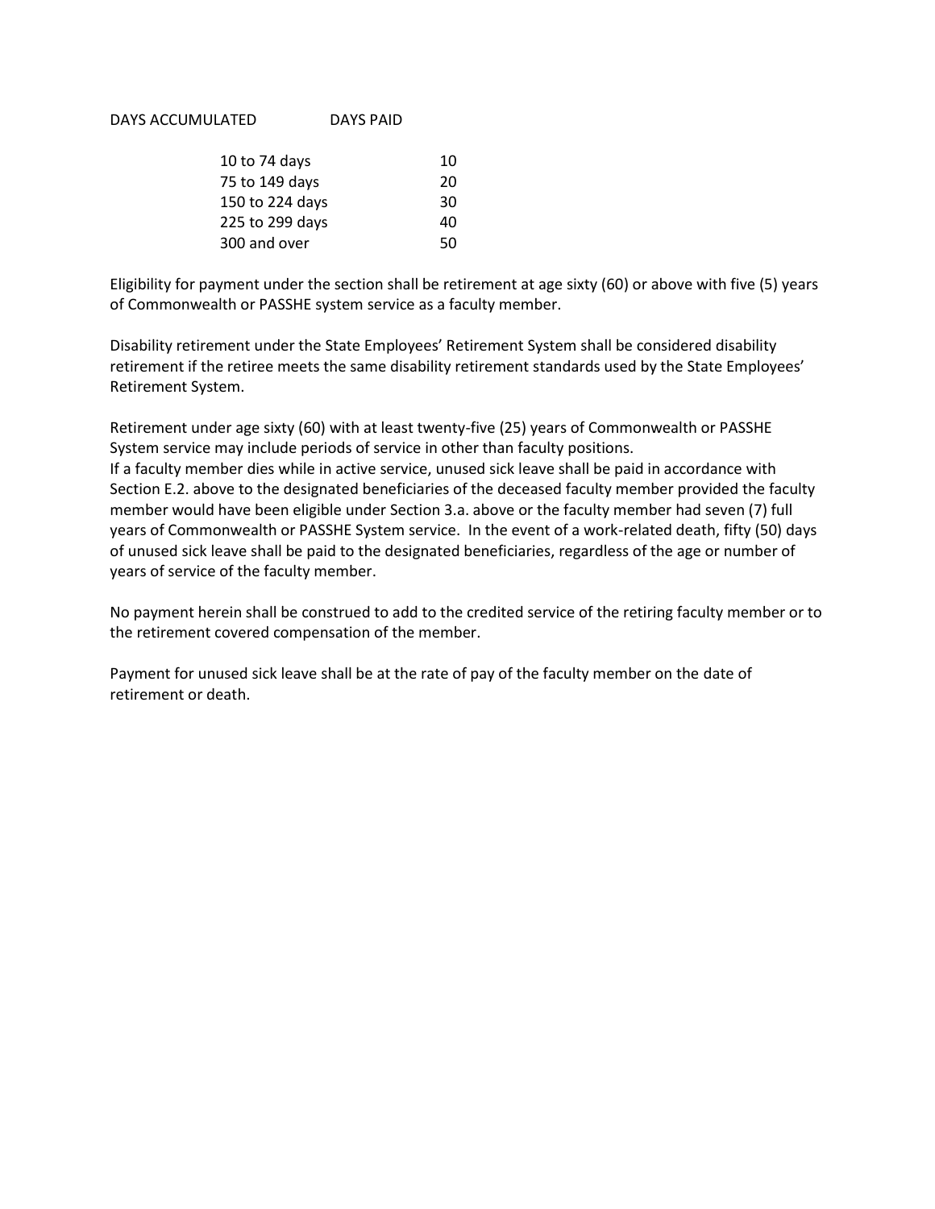| DAYS ACCUMULATED | DAYS PAID |
|---|---|
| 10 to 74 days | 10 |
| 75 to 149 days | 20 |
| 150 to 224 days | 30 |
| 225 to 299 days | 40 |
| 300 and over | 50 |

Eligibility for payment under the section shall be retirement at age sixty (60) or above with five (5) years of Commonwealth or PASSHE system service as a faculty member.

Disability retirement under the State Employees' Retirement System shall be considered disability retirement if the retiree meets the same disability retirement standards used by the State Employees' Retirement System.

Retirement under age sixty (60) with at least twenty-five (25) years of Commonwealth or PASSHE System service may include periods of service in other than faculty positions.
If a faculty member dies while in active service, unused sick leave shall be paid in accordance with Section E.2. above to the designated beneficiaries of the deceased faculty member provided the faculty member would have been eligible under Section 3.a. above or the faculty member had seven (7) full years of Commonwealth or PASSHE System service. In the event of a work-related death, fifty (50) days of unused sick leave shall be paid to the designated beneficiaries, regardless of the age or number of years of service of the faculty member.

No payment herein shall be construed to add to the credited service of the retiring faculty member or to the retirement covered compensation of the member.

Payment for unused sick leave shall be at the rate of pay of the faculty member on the date of retirement or death.